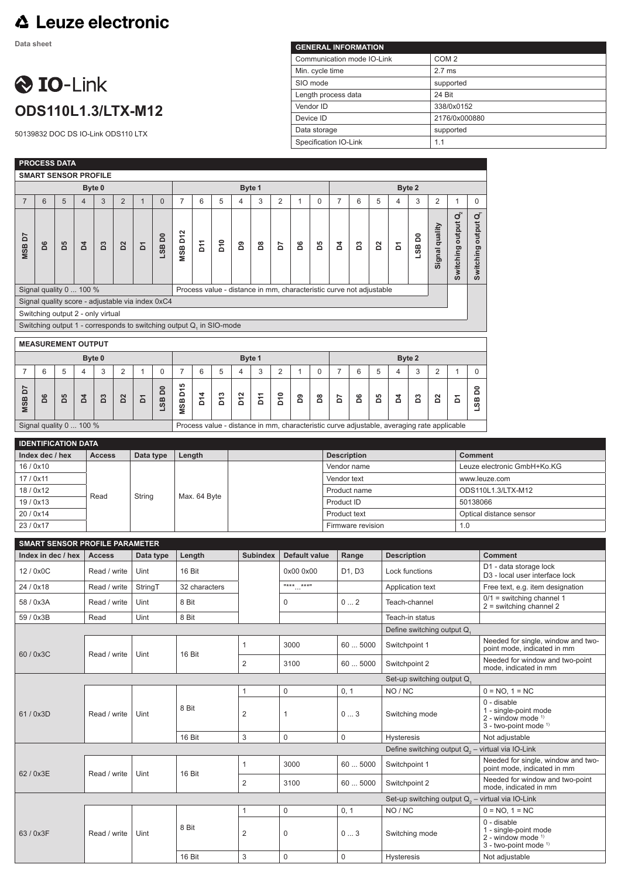# Leuze electronic

**Data sheet**

# IO-Link

## ODS110L1.3/LTX-M12

50139832 DOC DS IO-Link ODS110 LTX

| GENERAL INFORMATION | |
|---|---|
| Communication mode IO-Link | COM 2 |
| Min. cycle time | 2.7 ms |
| SIO mode | supported |
| Length process data | 24 Bit |
| Vendor ID | 338/0x0152 |
| Device ID | 2176/0x000880 |
| Data storage | supported |
| Specification IO-Link | 1.1 |

### PROCESS DATA

**SMART SENSOR PROFILE**

| Byte 0 | | | | | | | | Byte 1 | | | | | | | | Byte 2 | | | | | | | |
|---|---|---|---|---|---|---|---|---|---|---|---|---|---|---|---|---|---|---|---|---|---|---|---|
| 7 | 6 | 5 | 4 | 3 | 2 | 1 | 0 | 7 | 6 | 5 | 4 | 3 | 2 | 1 | 0 | 7 | 6 | 5 | 4 | 3 | 2 | 1 | 0 |
| MSB D7 | D6 | D5 | D4 | D3 | D2 | D1 | LSB D0 | MSB D12 | D11 | D10 | D9 | D8 | D7 | D6 | D5 | D4 | D3 | D2 | D1 | LSB D0 | Signal quality | Switching output $Q_2$ | Switching output $Q_1$ |

- Byte 0: Signal quality 0 ... 100 %
- Byte 1 – Byte 2 (bits 7…3): Process value - distance in mm, characteristic curve not adjustable
- Byte 2 bit 2: Signal quality score - adjustable via index 0xC4
- Byte 2 bit 1: Switching output 2 - only virtual
- Byte 2 bit 0: Switching output 1 - corresponds to switching output $Q_1$ in SIO-mode

**MEASUREMENT OUTPUT**

| Byte 0 | | | | | | | | Byte 1 | | | | | | | | Byte 2 | | | | | | | |
|---|---|---|---|---|---|---|---|---|---|---|---|---|---|---|---|---|---|---|---|---|---|---|---|
| 7 | 6 | 5 | 4 | 3 | 2 | 1 | 0 | 7 | 6 | 5 | 4 | 3 | 2 | 1 | 0 | 7 | 6 | 5 | 4 | 3 | 2 | 1 | 0 |
| MSB D7 | D6 | D5 | D4 | D3 | D2 | D1 | LSB D0 | MSB D15 | D14 | D13 | D12 | D11 | D10 | D9 | D8 | D7 | D6 | D5 | D4 | D3 | D2 | D1 | LSB D0 |

- Byte 0: Signal quality 0 ... 100 %
- Byte 1 – Byte 2: Process value - distance in mm, characteristic curve adjustable, averaging rate applicable

### IDENTIFICATION DATA

| Index dec / hex | Access | Data type | Length | | Description | Comment |
|---|---|---|---|---|---|---|
| 16 / 0x10 | Read | String | Max. 64 Byte | | Vendor name | Leuze electronic GmbH+Ko.KG |
| 17 / 0x11 | Read | String | Max. 64 Byte | | Vendor text | www.leuze.com |
| 18 / 0x12 | Read | String | Max. 64 Byte | | Product name | ODS110L1.3/LTX-M12 |
| 19 / 0x13 | Read | String | Max. 64 Byte | | Product ID | 50138066 |
| 20 / 0x14 | Read | String | Max. 64 Byte | | Product text | Optical distance sensor |
| 23 / 0x17 | Read | String | Max. 64 Byte | | Firmware revision | 1.0 |

### SMART SENSOR PROFILE PARAMETER

| Index in dec / hex | Access | Data type | Length | Subindex | Default value | Range | Description | Comment |
|---|---|---|---|---|---|---|---|---|
| 12 / 0x0C | Read / write | Uint | 16 Bit | | 0x00 0x00 | D1, D3 | Lock functions | D1 - data storage lock<br>D3 - local user interface lock |
| 24 / 0x18 | Read / write | StringT | 32 characters | | "***...***" | | Application text | Free text, e.g. item designation |
| 58 / 0x3A | Read / write | Uint | 8 Bit | | 0 | 0 ... 2 | Teach-channel | 0/1 = switching channel 1<br>2 = switching channel 2 |
| 59 / 0x3B | Read | Uint | 8 Bit | | | | Teach-in status | |
| | | | | | | | Define switching output $Q_1$ | |
| 60 / 0x3C | Read / write | Uint | 16 Bit | 1 | 3000 | 60 ... 5000 | Switchpoint 1 | Needed for single, window and two-point mode, indicated in mm |
| | | | | 2 | 3100 | 60 ... 5000 | Switchpoint 2 | Needed for window and two-point mode, indicated in mm |
| | | | | | | | Set-up switching output $Q_1$ | |
| 61 / 0x3D | Read / write | Uint | 8 Bit | 1 | 0 | 0, 1 | NO / NC | 0 = NO, 1 = NC |
| | | | | 2 | 1 | 0 ... 3 | Switching mode | 0 - disable<br>1 - single-point mode<br>2 - window mode [1)]<br>3 - two-point mode [1)] |
| | | | 16 Bit | 3 | 0 | 0 | Hysteresis | Not adjustable |
| | | | | | | | Define switching output $Q_2$ – virtual via IO-Link | |
| 62 / 0x3E | Read / write | Uint | 16 Bit | 1 | 3000 | 60 ... 5000 | Switchpoint 1 | Needed for single, window and two-point mode, indicated in mm |
| | | | | 2 | 3100 | 60 ... 5000 | Switchpoint 2 | Needed for window and two-point mode, indicated in mm |
| | | | | | | | Set-up switching output $Q_2$ – virtual via IO-Link | |
| 63 / 0x3F | Read / write | Uint | 8 Bit | 1 | 0 | 0, 1 | NO / NC | 0 = NO, 1 = NC |
| | | | | 2 | 0 | 0 ... 3 | Switching mode | 0 - disable<br>1 - single-point mode<br>2 - window mode [1)]<br>3 - two-point mode [1)] |
| | | | 16 Bit | 3 | 0 | 0 | Hysteresis | Not adjustable |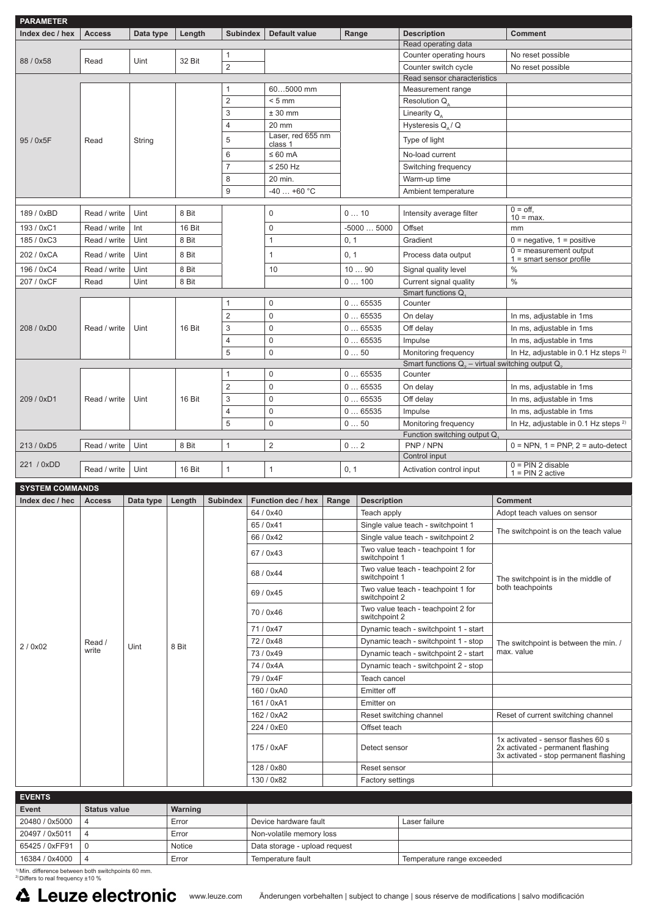## PARAMETER

| Index dec / hex | Access | Data type | Length | Subindex | Default value | Range | Description | Comment |
|---|---|---|---|---|---|---|---|---|
| | | | | | | | Read operating data | |
| 88 / 0x58 | Read | Uint | 32 Bit | 1 | | | Counter operating hours | No reset possible |
| | | | | 2 | | | Counter switch cycle | No reset possible |
| | | | | | | | Read sensor characteristics | |
| 95 / 0x5F | Read | String | | 1 | 60…5000 mm | | Measurement range | |
| | | | | 2 | < 5 mm | | Resolution $Q_A$ | |
| | | | | 3 | ± 30 mm | | Linearity $Q_A$ | |
| | | | | 4 | 20 mm | | Hysteresis $Q_A$ / Q | |
| | | | | 5 | Laser, red 655 nm class 1 | | Type of light | |
| | | | | 6 | ≤ 60 mA | | No-load current | |
| | | | | 7 | ≤ 250 Hz | | Switching frequency | |
| | | | | 8 | 20 min. | | Warm-up time | |
| | | | | 9 | -40 … +60 °C | | Ambient temperature | |
| 189 / 0xBD | Read / write | Uint | 8 Bit | | 0 | 0 … 10 | Intensity average filter | 0 = off, 10 = max. |
| 193 / 0xC1 | Read / write | Int | 16 Bit | | 0 | -5000 … 5000 | Offset | mm |
| 185 / 0xC3 | Read / write | Uint | 8 Bit | | 1 | 0, 1 | Gradient | 0 = negative, 1 = positive |
| 202 / 0xCA | Read / write | Uint | 8 Bit | | 1 | 0, 1 | Process data output | 0 = measurement output 1 = smart sensor profile |
| 196 / 0xC4 | Read / write | Uint | 8 Bit | | 10 | 10 … 90 | Signal quality level | % |
| 207 / 0xCF | Read | Uint | 8 Bit | | | 0 … 100 | Current signal quality | % |
| | | | | | | | Smart functions $Q_1$ | |
| 208 / 0xD0 | Read / write | Uint | 16 Bit | 1 | 0 | 0 … 65535 | Counter | |
| | | | | 2 | 0 | 0 … 65535 | On delay | In ms, adjustable in 1ms |
| | | | | 3 | 0 | 0 … 65535 | Off delay | In ms, adjustable in 1ms |
| | | | | 4 | 0 | 0 … 65535 | Impulse | In ms, adjustable in 1ms |
| | | | | 5 | 0 | 0 … 50 | Monitoring frequency | In Hz, adjustable in 0.1 Hz steps [2] |
| | | | | | | | Smart functions $Q_2$ – virtual switching output $Q_2$ | |
| 209 / 0xD1 | Read / write | Uint | 16 Bit | 1 | 0 | 0 … 65535 | Counter | |
| | | | | 2 | 0 | 0 … 65535 | On delay | In ms, adjustable in 1ms |
| | | | | 3 | 0 | 0 … 65535 | Off delay | In ms, adjustable in 1ms |
| | | | | 4 | 0 | 0 … 65535 | Impulse | In ms, adjustable in 1ms |
| | | | | 5 | 0 | 0 … 50 | Monitoring frequency | In Hz, adjustable in 0.1 Hz steps [2] |
| | | | | | | | Function switching output $Q_1$ | |
| 213 / 0xD5 | Read / write | Uint | 8 Bit | 1 | 2 | 0 … 2 | PNP / NPN | 0 = NPN, 1 = PNP, 2 = auto-detect |
| | | | | | | | Control input | |
| 221 / 0xDD | Read / write | Uint | 16 Bit | 1 | 1 | 0, 1 | Activation control input | 0 = PIN 2 disable 1 = PIN 2 active |

## SYSTEM COMMANDS

| Index dec / hec | Access | Data type | Length | Subindex | Function dec / hex | Range | Description | Comment |
|---|---|---|---|---|---|---|---|---|
| 2 / 0x02 | Read / write | Uint | 8 Bit | | 64 / 0x40 | | Teach apply | Adopt teach values on sensor |
| | | | | | 65 / 0x41 | | Single value teach - switchpoint 1 | The switchpoint is on the teach value |
| | | | | | 66 / 0x42 | | Single value teach - switchpoint 2 | |
| | | | | | 67 / 0x43 | | Two value teach - teachpoint 1 for switchpoint 1 | The switchpoint is in the middle of both teachpoints |
| | | | | | 68 / 0x44 | | Two value teach - teachpoint 2 for switchpoint 1 | |
| | | | | | 69 / 0x45 | | Two value teach - teachpoint 1 for switchpoint 2 | |
| | | | | | 70 / 0x46 | | Two value teach - teachpoint 2 for switchpoint 2 | |
| | | | | | 71 / 0x47 | | Dynamic teach - switchpoint 1 - start | The switchpoint is between the min. / max. value |
| | | | | | 72 / 0x48 | | Dynamic teach - switchpoint 1 - stop | |
| | | | | | 73 / 0x49 | | Dynamic teach - switchpoint 2 - start | |
| | | | | | 74 / 0x4A | | Dynamic teach - switchpoint 2 - stop | |
| | | | | | 79 / 0x4F | | Teach cancel | |
| | | | | | 160 / 0xA0 | | Emitter off | |
| | | | | | 161 / 0xA1 | | Emitter on | |
| | | | | | 162 / 0xA2 | | Reset switching channel | Reset of current switching channel |
| | | | | | 224 / 0xE0 | | Offset teach | |
| | | | | | 175 / 0xAF | | Detect sensor | 1x activated - sensor flashes 60 s 2x activated - permanent flashing 3x activated - stop permanent flashing |
| | | | | | 128 / 0x80 | | Reset sensor | |
| | | | | | 130 / 0x82 | | Factory settings | |

## EVENTS

| Event | Status value | Warning | | |
|---|---|---|---|---|
| 20480 / 0x5000 | 4 | Error | Device hardware fault | Laser failure |
| 20497 / 0x5011 | 4 | Error | Non-volatile memory loss | |
| 65425 / 0xFF91 | 0 | Notice | Data storage - upload request | |
| 16384 / 0x4000 | 4 | Error | Temperature fault | Temperature range exceeded |

[1] Min. difference between both switchpoints 60 mm.
[2] Differs to real frequency ±10 %

**Leuze electronic** www.leuze.com Änderungen vorbehalten | subject to change | sous réserve de modifications | salvo modificación